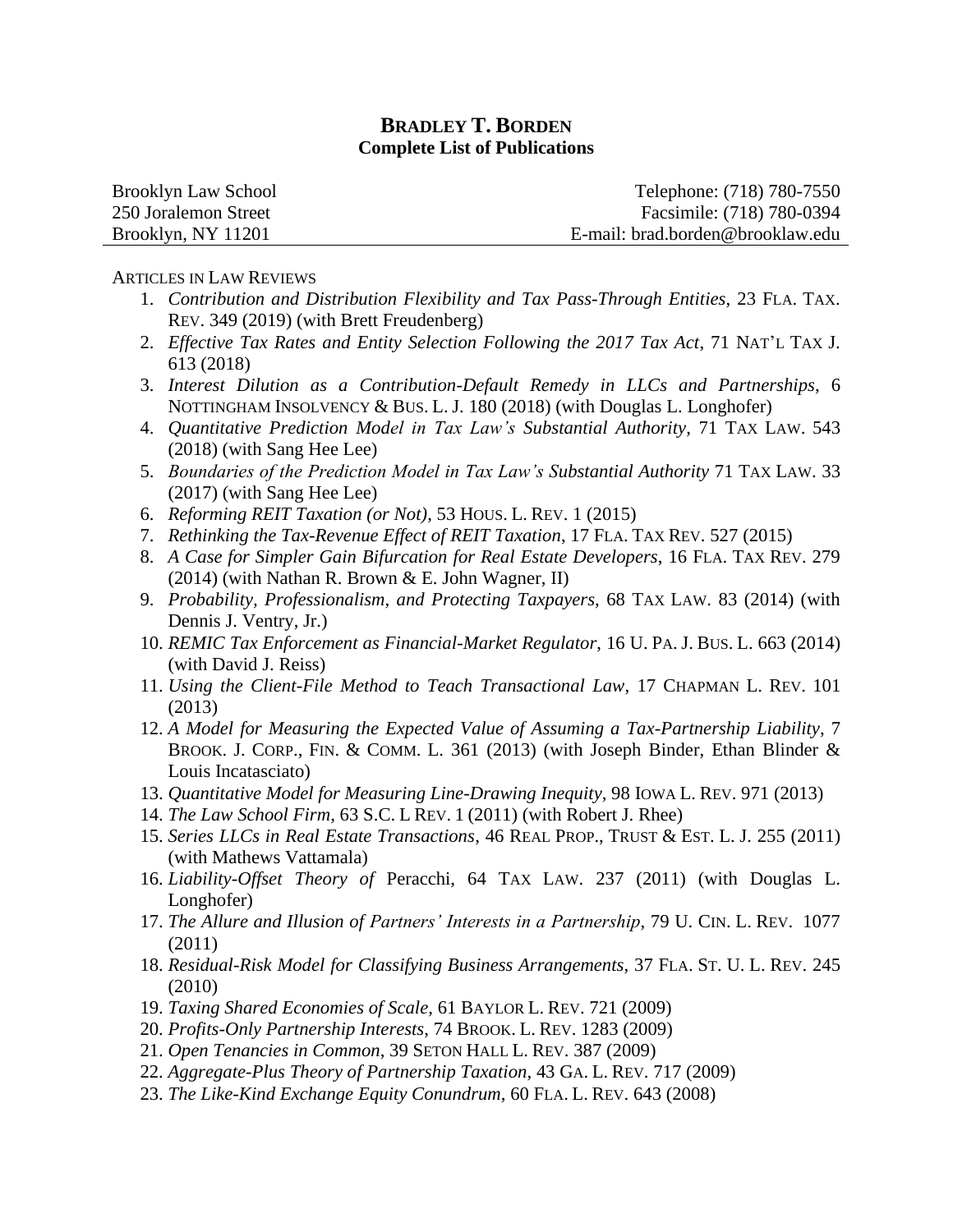# BRADLEY T. BORDEN
## Complete List of Publications

Brooklyn Law School
250 Joralemon Street
Brooklyn, NY 11201

Telephone: (718) 780-7550
Facsimile: (718) 780-0394
E-mail: brad.borden@brooklaw.edu

ARTICLES IN LAW REVIEWS

1. *Contribution and Distribution Flexibility and Tax Pass-Through Entities*, 23 FLA. TAX. REV. 349 (2019) (with Brett Freudenberg)
2. *Effective Tax Rates and Entity Selection Following the 2017 Tax Act*, 71 NAT'L TAX J. 613 (2018)
3. *Interest Dilution as a Contribution-Default Remedy in LLCs and Partnerships*, 6 NOTTINGHAM INSOLVENCY & BUS. L. J. 180 (2018) (with Douglas L. Longhofer)
4. *Quantitative Prediction Model in Tax Law's Substantial Authority*, 71 TAX LAW. 543 (2018) (with Sang Hee Lee)
5. *Boundaries of the Prediction Model in Tax Law's Substantial Authority* 71 TAX LAW. 33 (2017) (with Sang Hee Lee)
6. *Reforming REIT Taxation (or Not)*, 53 HOUS. L. REV. 1 (2015)
7. *Rethinking the Tax-Revenue Effect of REIT Taxation*, 17 FLA. TAX REV. 527 (2015)
8. *A Case for Simpler Gain Bifurcation for Real Estate Developers*, 16 FLA. TAX REV. 279 (2014) (with Nathan R. Brown & E. John Wagner, II)
9. *Probability, Professionalism, and Protecting Taxpayers*, 68 TAX LAW. 83 (2014) (with Dennis J. Ventry, Jr.)
10. *REMIC Tax Enforcement as Financial-Market Regulator*, 16 U. PA. J. BUS. L. 663 (2014) (with David J. Reiss)
11. *Using the Client-File Method to Teach Transactional Law*, 17 CHAPMAN L. REV. 101 (2013)
12. *A Model for Measuring the Expected Value of Assuming a Tax-Partnership Liability*, 7 BROOK. J. CORP., FIN. & COMM. L. 361 (2013) (with Joseph Binder, Ethan Blinder & Louis Incatasciato)
13. *Quantitative Model for Measuring Line-Drawing Inequity*, 98 IOWA L. REV. 971 (2013)
14. *The Law School Firm*, 63 S.C. L REV. 1 (2011) (with Robert J. Rhee)
15. *Series LLCs in Real Estate Transactions*, 46 REAL PROP., TRUST & EST. L. J. 255 (2011) (with Mathews Vattamala)
16. *Liability-Offset Theory of* Peracchi, 64 TAX LAW. 237 (2011) (with Douglas L. Longhofer)
17. *The Allure and Illusion of Partners' Interests in a Partnership*, 79 U. CIN. L. REV. 1077 (2011)
18. *Residual-Risk Model for Classifying Business Arrangements*, 37 FLA. ST. U. L. REV. 245 (2010)
19. *Taxing Shared Economies of Scale*, 61 BAYLOR L. REV. 721 (2009)
20. *Profits-Only Partnership Interests*, 74 BROOK. L. REV. 1283 (2009)
21. *Open Tenancies in Common*, 39 SETON HALL L. REV. 387 (2009)
22. *Aggregate-Plus Theory of Partnership Taxation*, 43 GA. L. REV. 717 (2009)
23. *The Like-Kind Exchange Equity Conundrum*, 60 FLA. L. REV. 643 (2008)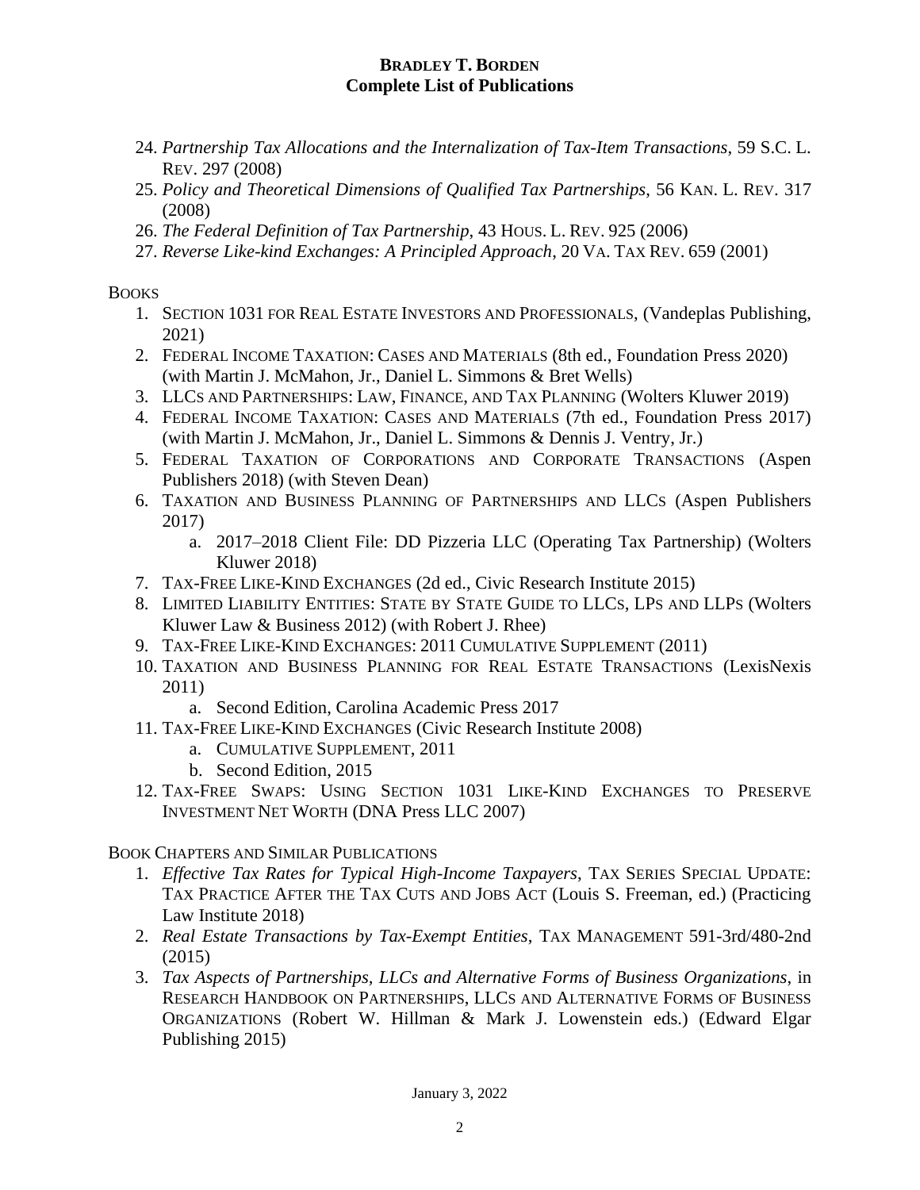24. *Partnership Tax Allocations and the Internalization of Tax-Item Transactions*, 59 S.C. L. REV. 297 (2008)
25. *Policy and Theoretical Dimensions of Qualified Tax Partnerships*, 56 KAN. L. REV. 317 (2008)
26. *The Federal Definition of Tax Partnership*, 43 HOUS. L. REV. 925 (2006)
27. *Reverse Like-kind Exchanges: A Principled Approach*, 20 VA. TAX REV. 659 (2001)

BOOKS

1. SECTION 1031 FOR REAL ESTATE INVESTORS AND PROFESSIONALS, (Vandeplas Publishing, 2021)
2. FEDERAL INCOME TAXATION: CASES AND MATERIALS (8th ed., Foundation Press 2020) (with Martin J. McMahon, Jr., Daniel L. Simmons & Bret Wells)
3. LLCS AND PARTNERSHIPS: LAW, FINANCE, AND TAX PLANNING (Wolters Kluwer 2019)
4. FEDERAL INCOME TAXATION: CASES AND MATERIALS (7th ed., Foundation Press 2017) (with Martin J. McMahon, Jr., Daniel L. Simmons & Dennis J. Ventry, Jr.)
5. FEDERAL TAXATION OF CORPORATIONS AND CORPORATE TRANSACTIONS (Aspen Publishers 2018) (with Steven Dean)
6. TAXATION AND BUSINESS PLANNING OF PARTNERSHIPS AND LLCS (Aspen Publishers 2017)
    a. 2017–2018 Client File: DD Pizzeria LLC (Operating Tax Partnership) (Wolters Kluwer 2018)
7. TAX-FREE LIKE-KIND EXCHANGES (2d ed., Civic Research Institute 2015)
8. LIMITED LIABILITY ENTITIES: STATE BY STATE GUIDE TO LLCS, LPS AND LLPS (Wolters Kluwer Law & Business 2012) (with Robert J. Rhee)
9. TAX-FREE LIKE-KIND EXCHANGES: 2011 CUMULATIVE SUPPLEMENT (2011)
10. TAXATION AND BUSINESS PLANNING FOR REAL ESTATE TRANSACTIONS (LexisNexis 2011)
    a. Second Edition, Carolina Academic Press 2017
11. TAX-FREE LIKE-KIND EXCHANGES (Civic Research Institute 2008)
    a. CUMULATIVE SUPPLEMENT, 2011
    b. Second Edition, 2015
12. TAX-FREE SWAPS: USING SECTION 1031 LIKE-KIND EXCHANGES TO PRESERVE INVESTMENT NET WORTH (DNA Press LLC 2007)

BOOK CHAPTERS AND SIMILAR PUBLICATIONS

1. *Effective Tax Rates for Typical High-Income Taxpayers*, TAX SERIES SPECIAL UPDATE: TAX PRACTICE AFTER THE TAX CUTS AND JOBS ACT (Louis S. Freeman, ed.) (Practicing Law Institute 2018)
2. *Real Estate Transactions by Tax-Exempt Entities*, TAX MANAGEMENT 591-3rd/480-2nd (2015)
3. *Tax Aspects of Partnerships, LLCs and Alternative Forms of Business Organizations*, in RESEARCH HANDBOOK ON PARTNERSHIPS, LLCS AND ALTERNATIVE FORMS OF BUSINESS ORGANIZATIONS (Robert W. Hillman & Mark J. Lowenstein eds.) (Edward Elgar Publishing 2015)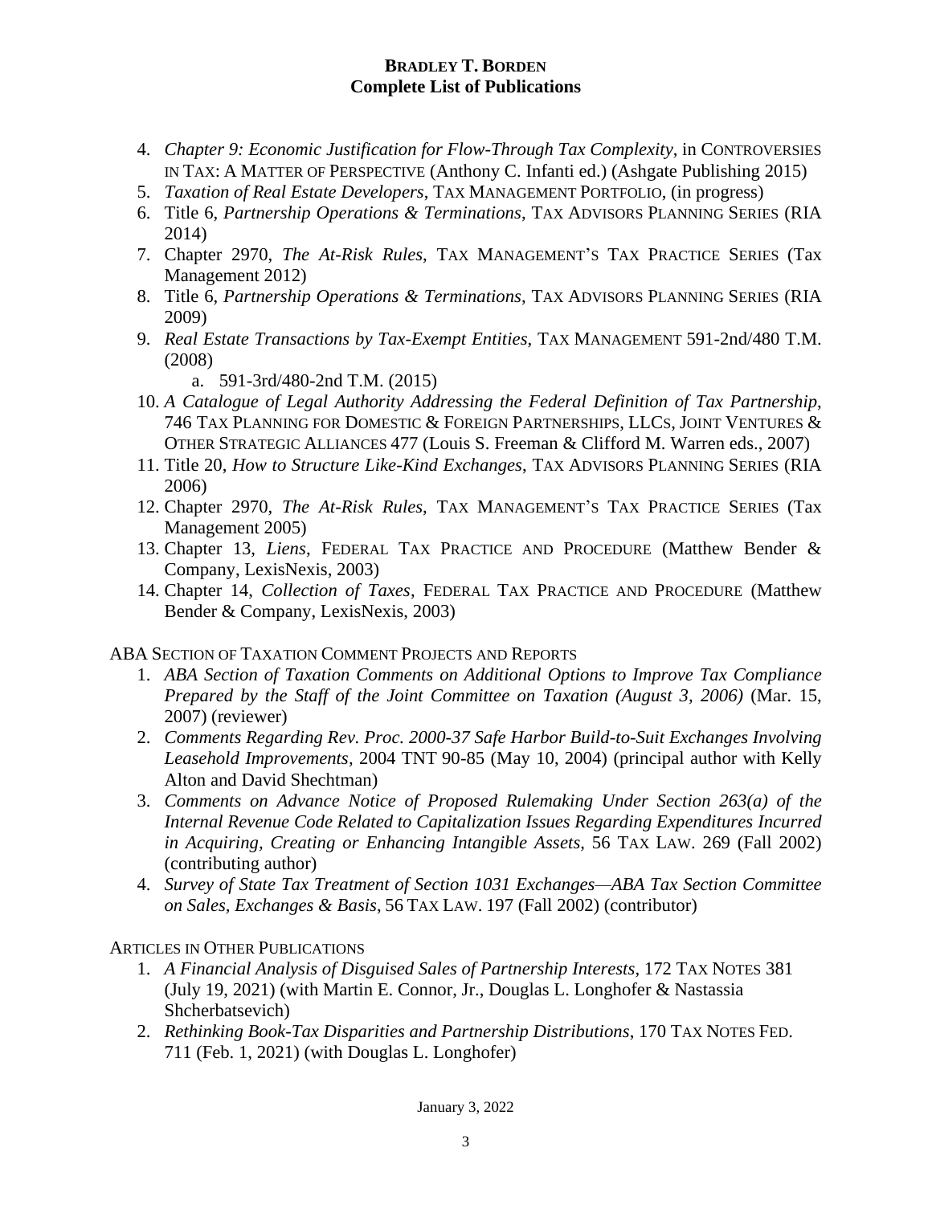4. *Chapter 9: Economic Justification for Flow-Through Tax Complexity*, in CONTROVERSIES IN TAX: A MATTER OF PERSPECTIVE (Anthony C. Infanti ed.) (Ashgate Publishing 2015)
5. *Taxation of Real Estate Developers*, TAX MANAGEMENT PORTFOLIO, (in progress)
6. Title 6, *Partnership Operations & Terminations*, TAX ADVISORS PLANNING SERIES (RIA 2014)
7. Chapter 2970, *The At-Risk Rules*, TAX MANAGEMENT'S TAX PRACTICE SERIES (Tax Management 2012)
8. Title 6, *Partnership Operations & Terminations*, TAX ADVISORS PLANNING SERIES (RIA 2009)
9. *Real Estate Transactions by Tax-Exempt Entities*, TAX MANAGEMENT 591-2nd/480 T.M. (2008)
    a. 591-3rd/480-2nd T.M. (2015)
10. *A Catalogue of Legal Authority Addressing the Federal Definition of Tax Partnership*, 746 TAX PLANNING FOR DOMESTIC & FOREIGN PARTNERSHIPS, LLCS, JOINT VENTURES & OTHER STRATEGIC ALLIANCES 477 (Louis S. Freeman & Clifford M. Warren eds., 2007)
11. Title 20, *How to Structure Like-Kind Exchanges*, TAX ADVISORS PLANNING SERIES (RIA 2006)
12. Chapter 2970, *The At-Risk Rules*, TAX MANAGEMENT'S TAX PRACTICE SERIES (Tax Management 2005)
13. Chapter 13, *Liens*, FEDERAL TAX PRACTICE AND PROCEDURE (Matthew Bender & Company, LexisNexis, 2003)
14. Chapter 14, *Collection of Taxes*, FEDERAL TAX PRACTICE AND PROCEDURE (Matthew Bender & Company, LexisNexis, 2003)

ABA SECTION OF TAXATION COMMENT PROJECTS AND REPORTS

1. *ABA Section of Taxation Comments on Additional Options to Improve Tax Compliance Prepared by the Staff of the Joint Committee on Taxation (August 3, 2006)* (Mar. 15, 2007) (reviewer)
2. *Comments Regarding Rev. Proc. 2000-37 Safe Harbor Build-to-Suit Exchanges Involving Leasehold Improvements*, 2004 TNT 90-85 (May 10, 2004) (principal author with Kelly Alton and David Shechtman)
3. *Comments on Advance Notice of Proposed Rulemaking Under Section 263(a) of the Internal Revenue Code Related to Capitalization Issues Regarding Expenditures Incurred in Acquiring, Creating or Enhancing Intangible Assets*, 56 TAX LAW. 269 (Fall 2002) (contributing author)
4. *Survey of State Tax Treatment of Section 1031 Exchanges—ABA Tax Section Committee on Sales, Exchanges & Basis*, 56 TAX LAW. 197 (Fall 2002) (contributor)

ARTICLES IN OTHER PUBLICATIONS

1. *A Financial Analysis of Disguised Sales of Partnership Interests*, 172 TAX NOTES 381 (July 19, 2021) (with Martin E. Connor, Jr., Douglas L. Longhofer & Nastassia Shcherbatsevich)
2. *Rethinking Book-Tax Disparities and Partnership Distributions*, 170 TAX NOTES FED. 711 (Feb. 1, 2021) (with Douglas L. Longhofer)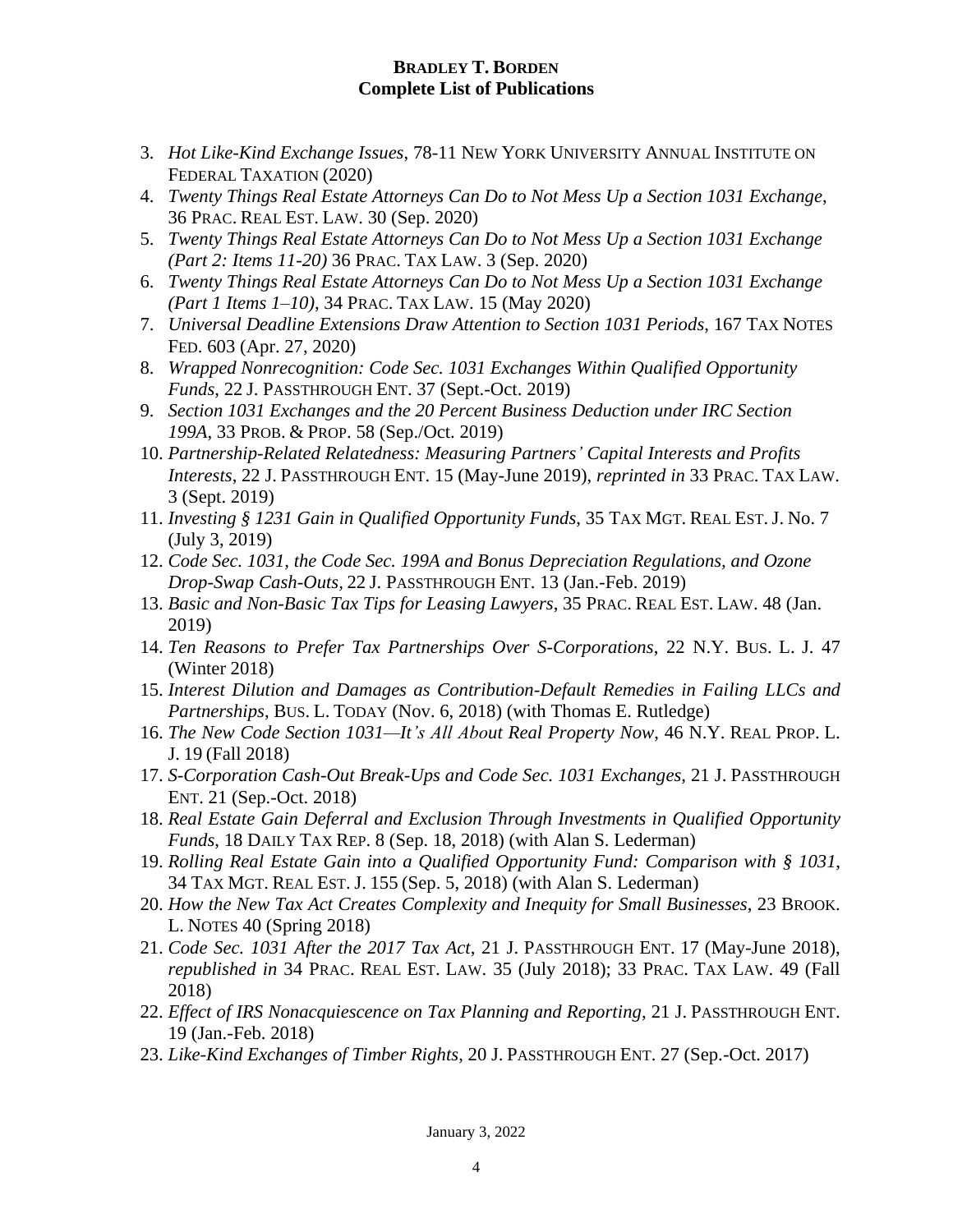3. *Hot Like-Kind Exchange Issues*, 78-11 NEW YORK UNIVERSITY ANNUAL INSTITUTE ON FEDERAL TAXATION (2020)
4. *Twenty Things Real Estate Attorneys Can Do to Not Mess Up a Section 1031 Exchange*, 36 PRAC. REAL EST. LAW. 30 (Sep. 2020)
5. *Twenty Things Real Estate Attorneys Can Do to Not Mess Up a Section 1031 Exchange (Part 2: Items 11-20)* 36 PRAC. TAX LAW. 3 (Sep. 2020)
6. *Twenty Things Real Estate Attorneys Can Do to Not Mess Up a Section 1031 Exchange (Part 1 Items 1–10)*, 34 PRAC. TAX LAW. 15 (May 2020)
7. *Universal Deadline Extensions Draw Attention to Section 1031 Periods*, 167 TAX NOTES FED. 603 (Apr. 27, 2020)
8. *Wrapped Nonrecognition: Code Sec. 1031 Exchanges Within Qualified Opportunity Funds*, 22 J. PASSTHROUGH ENT. 37 (Sept.-Oct. 2019)
9. *Section 1031 Exchanges and the 20 Percent Business Deduction under IRC Section 199A*, 33 PROB. & PROP. 58 (Sep./Oct. 2019)
10. *Partnership-Related Relatedness: Measuring Partners' Capital Interests and Profits Interests*, 22 J. PASSTHROUGH ENT. 15 (May-June 2019), *reprinted in* 33 PRAC. TAX LAW. 3 (Sept. 2019)
11. *Investing § 1231 Gain in Qualified Opportunity Funds*, 35 TAX MGT. REAL EST. J. No. 7 (July 3, 2019)
12. *Code Sec. 1031, the Code Sec. 199A and Bonus Depreciation Regulations, and Ozone Drop-Swap Cash-Outs*, 22 J. PASSTHROUGH ENT. 13 (Jan.-Feb. 2019)
13. *Basic and Non-Basic Tax Tips for Leasing Lawyers*, 35 PRAC. REAL EST. LAW. 48 (Jan. 2019)
14. *Ten Reasons to Prefer Tax Partnerships Over S-Corporations*, 22 N.Y. BUS. L. J. 47 (Winter 2018)
15. *Interest Dilution and Damages as Contribution-Default Remedies in Failing LLCs and Partnerships*, BUS. L. TODAY (Nov. 6, 2018) (with Thomas E. Rutledge)
16. *The New Code Section 1031—It's All About Real Property Now*, 46 N.Y. REAL PROP. L. J. 19 (Fall 2018)
17. *S-Corporation Cash-Out Break-Ups and Code Sec. 1031 Exchanges*, 21 J. PASSTHROUGH ENT. 21 (Sep.-Oct. 2018)
18. *Real Estate Gain Deferral and Exclusion Through Investments in Qualified Opportunity Funds*, 18 DAILY TAX REP. 8 (Sep. 18, 2018) (with Alan S. Lederman)
19. *Rolling Real Estate Gain into a Qualified Opportunity Fund: Comparison with § 1031*, 34 TAX MGT. REAL EST. J. 155 (Sep. 5, 2018) (with Alan S. Lederman)
20. *How the New Tax Act Creates Complexity and Inequity for Small Businesses*, 23 BROOK. L. NOTES 40 (Spring 2018)
21. *Code Sec. 1031 After the 2017 Tax Act*, 21 J. PASSTHROUGH ENT. 17 (May-June 2018), *republished in* 34 PRAC. REAL EST. LAW. 35 (July 2018); 33 PRAC. TAX LAW. 49 (Fall 2018)
22. *Effect of IRS Nonacquiescence on Tax Planning and Reporting*, 21 J. PASSTHROUGH ENT. 19 (Jan.-Feb. 2018)
23. *Like-Kind Exchanges of Timber Rights*, 20 J. PASSTHROUGH ENT. 27 (Sep.-Oct. 2017)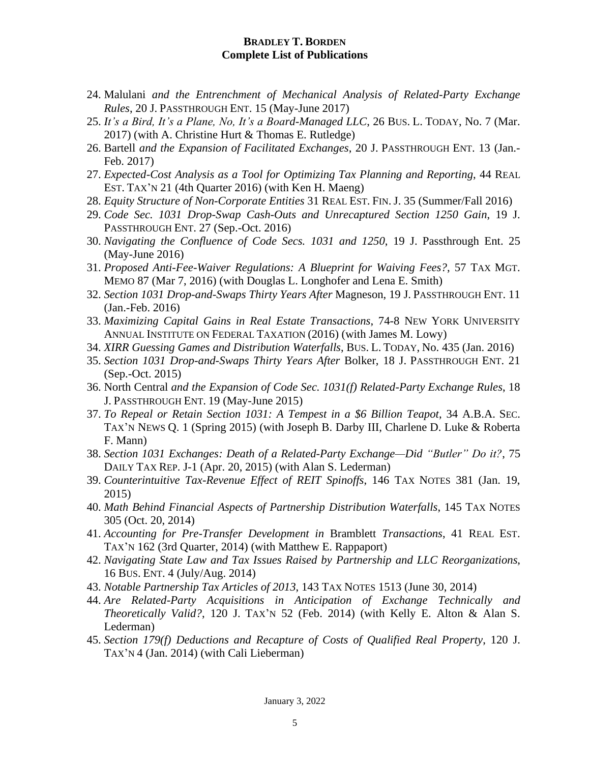24. Malulani *and the Entrenchment of Mechanical Analysis of Related-Party Exchange Rules*, 20 J. PASSTHROUGH ENT. 15 (May-June 2017)
25. *It's a Bird, It's a Plane, No, It's a Board-Managed LLC*, 26 BUS. L. TODAY, No. 7 (Mar. 2017) (with A. Christine Hurt & Thomas E. Rutledge)
26. Bartell *and the Expansion of Facilitated Exchanges*, 20 J. PASSTHROUGH ENT. 13 (Jan.-Feb. 2017)
27. *Expected-Cost Analysis as a Tool for Optimizing Tax Planning and Reporting*, 44 REAL EST. TAX'N 21 (4th Quarter 2016) (with Ken H. Maeng)
28. *Equity Structure of Non-Corporate Entities* 31 REAL EST. FIN. J. 35 (Summer/Fall 2016)
29. *Code Sec. 1031 Drop-Swap Cash-Outs and Unrecaptured Section 1250 Gain*, 19 J. PASSTHROUGH ENT. 27 (Sep.-Oct. 2016)
30. *Navigating the Confluence of Code Secs. 1031 and 1250*, 19 J. Passthrough Ent. 25 (May-June 2016)
31. *Proposed Anti-Fee-Waiver Regulations: A Blueprint for Waiving Fees?*, 57 TAX MGT. MEMO 87 (Mar 7, 2016) (with Douglas L. Longhofer and Lena E. Smith)
32. *Section 1031 Drop-and-Swaps Thirty Years After* Magneson, 19 J. PASSTHROUGH ENT. 11 (Jan.-Feb. 2016)
33. *Maximizing Capital Gains in Real Estate Transactions*, 74-8 NEW YORK UNIVERSITY ANNUAL INSTITUTE ON FEDERAL TAXATION (2016) (with James M. Lowy)
34. *XIRR Guessing Games and Distribution Waterfalls*, BUS. L. TODAY, No. 435 (Jan. 2016)
35. *Section 1031 Drop-and-Swaps Thirty Years After* Bolker, 18 J. PASSTHROUGH ENT. 21 (Sep.-Oct. 2015)
36. North Central *and the Expansion of Code Sec. 1031(f) Related-Party Exchange Rules*, 18 J. PASSTHROUGH ENT. 19 (May-June 2015)
37. *To Repeal or Retain Section 1031: A Tempest in a $6 Billion Teapot*, 34 A.B.A. SEC. TAX'N NEWS Q. 1 (Spring 2015) (with Joseph B. Darby III, Charlene D. Luke & Roberta F. Mann)
38. *Section 1031 Exchanges: Death of a Related-Party Exchange—Did "Butler" Do it?*, 75 DAILY TAX REP. J-1 (Apr. 20, 2015) (with Alan S. Lederman)
39. *Counterintuitive Tax-Revenue Effect of REIT Spinoffs*, 146 TAX NOTES 381 (Jan. 19, 2015)
40. *Math Behind Financial Aspects of Partnership Distribution Waterfalls*, 145 TAX NOTES 305 (Oct. 20, 2014)
41. *Accounting for Pre-Transfer Development in* Bramblett *Transactions*, 41 REAL EST. TAX'N 162 (3rd Quarter, 2014) (with Matthew E. Rappaport)
42. *Navigating State Law and Tax Issues Raised by Partnership and LLC Reorganizations*, 16 BUS. ENT. 4 (July/Aug. 2014)
43. *Notable Partnership Tax Articles of 2013*, 143 TAX NOTES 1513 (June 30, 2014)
44. *Are Related-Party Acquisitions in Anticipation of Exchange Technically and Theoretically Valid?*, 120 J. TAX'N 52 (Feb. 2014) (with Kelly E. Alton & Alan S. Lederman)
45. *Section 179(f) Deductions and Recapture of Costs of Qualified Real Property*, 120 J. TAX'N 4 (Jan. 2014) (with Cali Lieberman)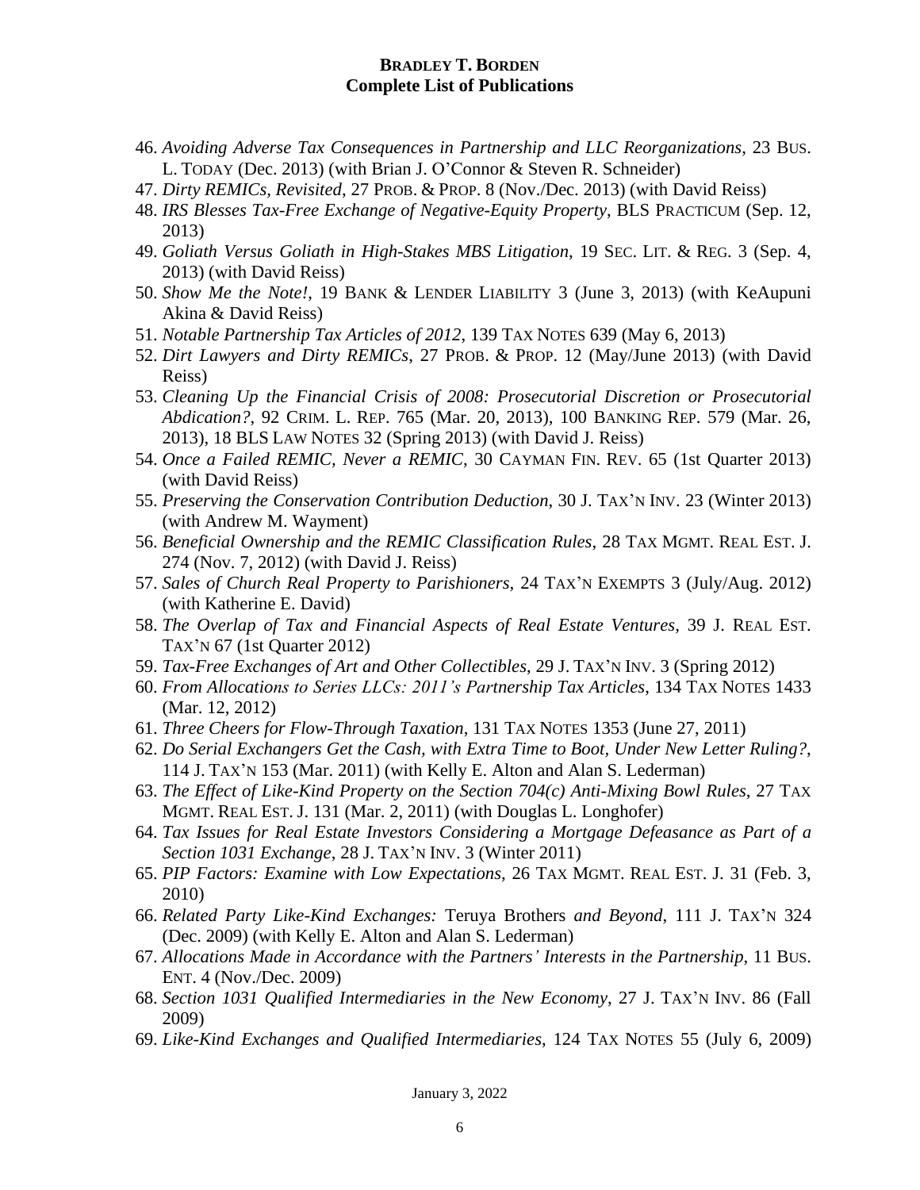46. *Avoiding Adverse Tax Consequences in Partnership and LLC Reorganizations*, 23 BUS. L. TODAY (Dec. 2013) (with Brian J. O'Connor & Steven R. Schneider)
47. *Dirty REMICs, Revisited*, 27 PROB. & PROP. 8 (Nov./Dec. 2013) (with David Reiss)
48. *IRS Blesses Tax-Free Exchange of Negative-Equity Property*, BLS PRACTICUM (Sep. 12, 2013)
49. *Goliath Versus Goliath in High-Stakes MBS Litigation*, 19 SEC. LIT. & REG. 3 (Sep. 4, 2013) (with David Reiss)
50. *Show Me the Note!*, 19 BANK & LENDER LIABILITY 3 (June 3, 2013) (with KeAupuni Akina & David Reiss)
51. *Notable Partnership Tax Articles of 2012*, 139 TAX NOTES 639 (May 6, 2013)
52. *Dirt Lawyers and Dirty REMICs*, 27 PROB. & PROP. 12 (May/June 2013) (with David Reiss)
53. *Cleaning Up the Financial Crisis of 2008: Prosecutorial Discretion or Prosecutorial Abdication?*, 92 CRIM. L. REP. 765 (Mar. 20, 2013), 100 BANKING REP. 579 (Mar. 26, 2013), 18 BLS LAW NOTES 32 (Spring 2013) (with David J. Reiss)
54. *Once a Failed REMIC, Never a REMIC*, 30 CAYMAN FIN. REV. 65 (1st Quarter 2013) (with David Reiss)
55. *Preserving the Conservation Contribution Deduction*, 30 J. TAX'N INV. 23 (Winter 2013) (with Andrew M. Wayment)
56. *Beneficial Ownership and the REMIC Classification Rules*, 28 TAX MGMT. REAL EST. J. 274 (Nov. 7, 2012) (with David J. Reiss)
57. *Sales of Church Real Property to Parishioners*, 24 TAX'N EXEMPTS 3 (July/Aug. 2012) (with Katherine E. David)
58. *The Overlap of Tax and Financial Aspects of Real Estate Ventures*, 39 J. REAL EST. TAX'N 67 (1st Quarter 2012)
59. *Tax-Free Exchanges of Art and Other Collectibles*, 29 J. TAX'N INV. 3 (Spring 2012)
60. *From Allocations to Series LLCs: 2011's Partnership Tax Articles*, 134 TAX NOTES 1433 (Mar. 12, 2012)
61. *Three Cheers for Flow-Through Taxation*, 131 TAX NOTES 1353 (June 27, 2011)
62. *Do Serial Exchangers Get the Cash, with Extra Time to Boot, Under New Letter Ruling?*, 114 J. TAX'N 153 (Mar. 2011) (with Kelly E. Alton and Alan S. Lederman)
63. *The Effect of Like-Kind Property on the Section 704(c) Anti-Mixing Bowl Rules*, 27 TAX MGMT. REAL EST. J. 131 (Mar. 2, 2011) (with Douglas L. Longhofer)
64. *Tax Issues for Real Estate Investors Considering a Mortgage Defeasance as Part of a Section 1031 Exchange*, 28 J. TAX'N INV. 3 (Winter 2011)
65. *PIP Factors: Examine with Low Expectations*, 26 TAX MGMT. REAL EST. J. 31 (Feb. 3, 2010)
66. *Related Party Like-Kind Exchanges:* Teruya Brothers *and Beyond*, 111 J. TAX'N 324 (Dec. 2009) (with Kelly E. Alton and Alan S. Lederman)
67. *Allocations Made in Accordance with the Partners' Interests in the Partnership*, 11 BUS. ENT. 4 (Nov./Dec. 2009)
68. *Section 1031 Qualified Intermediaries in the New Economy*, 27 J. TAX'N INV. 86 (Fall 2009)
69. *Like-Kind Exchanges and Qualified Intermediaries*, 124 TAX NOTES 55 (July 6, 2009)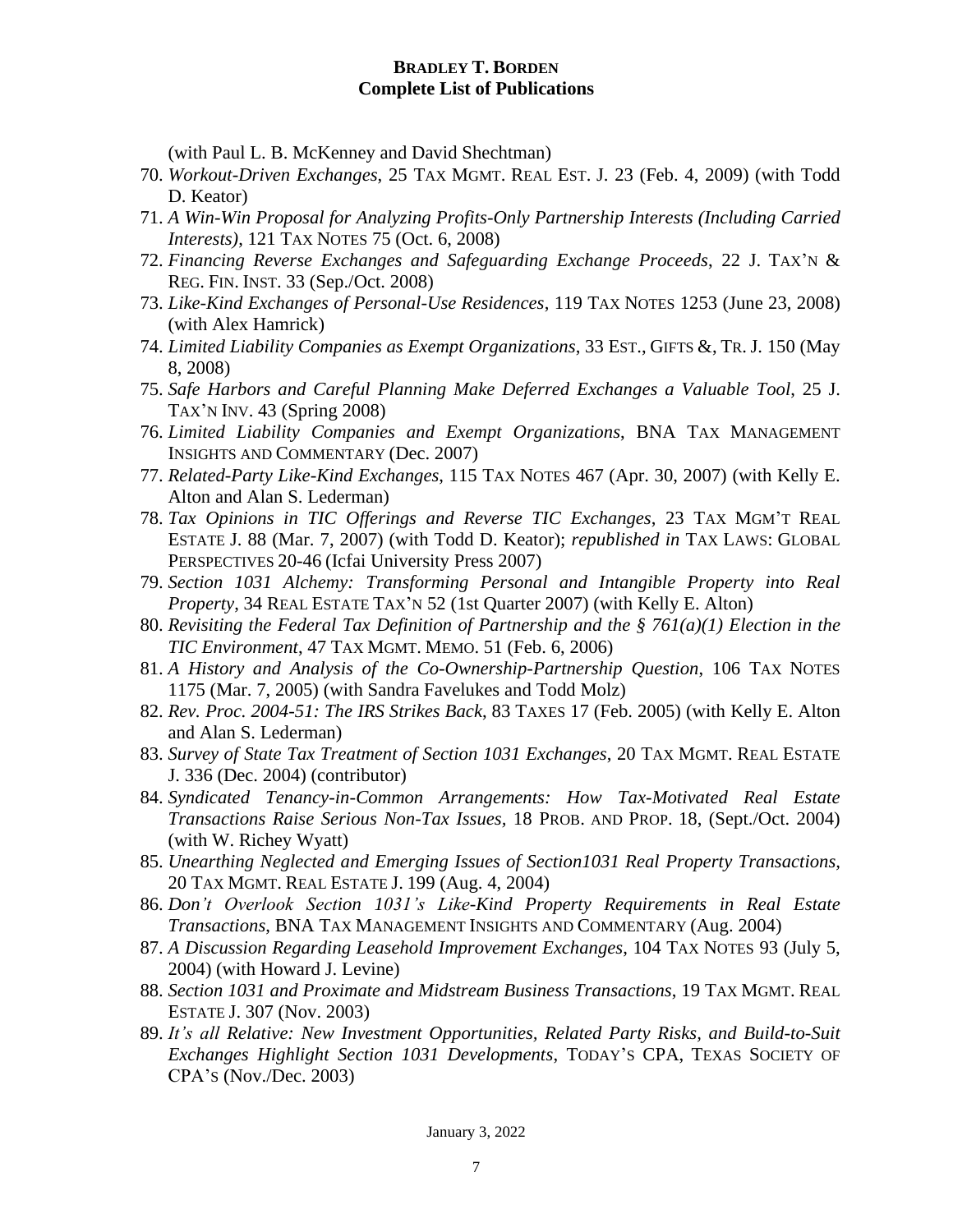(with Paul L. B. McKenney and David Shechtman)

70. *Workout-Driven Exchanges*, 25 TAX MGMT. REAL EST. J. 23 (Feb. 4, 2009) (with Todd D. Keator)
71. *A Win-Win Proposal for Analyzing Profits-Only Partnership Interests (Including Carried Interests)*, 121 TAX NOTES 75 (Oct. 6, 2008)
72. *Financing Reverse Exchanges and Safeguarding Exchange Proceeds*, 22 J. TAX'N & REG. FIN. INST. 33 (Sep./Oct. 2008)
73. *Like-Kind Exchanges of Personal-Use Residences*, 119 TAX NOTES 1253 (June 23, 2008) (with Alex Hamrick)
74. *Limited Liability Companies as Exempt Organizations*, 33 EST., GIFTS &, TR. J. 150 (May 8, 2008)
75. *Safe Harbors and Careful Planning Make Deferred Exchanges a Valuable Tool*, 25 J. TAX'N INV. 43 (Spring 2008)
76. *Limited Liability Companies and Exempt Organizations*, BNA TAX MANAGEMENT INSIGHTS AND COMMENTARY (Dec. 2007)
77. *Related-Party Like-Kind Exchanges*, 115 TAX NOTES 467 (Apr. 30, 2007) (with Kelly E. Alton and Alan S. Lederman)
78. *Tax Opinions in TIC Offerings and Reverse TIC Exchanges*, 23 TAX MGM'T REAL ESTATE J. 88 (Mar. 7, 2007) (with Todd D. Keator); *republished in* TAX LAWS: GLOBAL PERSPECTIVES 20-46 (Icfai University Press 2007)
79. *Section 1031 Alchemy: Transforming Personal and Intangible Property into Real Property*, 34 REAL ESTATE TAX'N 52 (1st Quarter 2007) (with Kelly E. Alton)
80. *Revisiting the Federal Tax Definition of Partnership and the § 761(a)(1) Election in the TIC Environment*, 47 TAX MGMT. MEMO. 51 (Feb. 6, 2006)
81. *A History and Analysis of the Co-Ownership-Partnership Question*, 106 TAX NOTES 1175 (Mar. 7, 2005) (with Sandra Favelukes and Todd Molz)
82. *Rev. Proc. 2004-51: The IRS Strikes Back*, 83 TAXES 17 (Feb. 2005) (with Kelly E. Alton and Alan S. Lederman)
83. *Survey of State Tax Treatment of Section 1031 Exchanges*, 20 TAX MGMT. REAL ESTATE J. 336 (Dec. 2004) (contributor)
84. *Syndicated Tenancy-in-Common Arrangements: How Tax-Motivated Real Estate Transactions Raise Serious Non-Tax Issues*, 18 PROB. AND PROP. 18, (Sept./Oct. 2004) (with W. Richey Wyatt)
85. *Unearthing Neglected and Emerging Issues of Section1031 Real Property Transactions*, 20 TAX MGMT. REAL ESTATE J. 199 (Aug. 4, 2004)
86. *Don't Overlook Section 1031's Like-Kind Property Requirements in Real Estate Transactions*, BNA TAX MANAGEMENT INSIGHTS AND COMMENTARY (Aug. 2004)
87. *A Discussion Regarding Leasehold Improvement Exchanges*, 104 TAX NOTES 93 (July 5, 2004) (with Howard J. Levine)
88. *Section 1031 and Proximate and Midstream Business Transactions*, 19 TAX MGMT. REAL ESTATE J. 307 (Nov. 2003)
89. *It's all Relative: New Investment Opportunities, Related Party Risks, and Build-to-Suit Exchanges Highlight Section 1031 Developments*, TODAY'S CPA, TEXAS SOCIETY OF CPA's (Nov./Dec. 2003)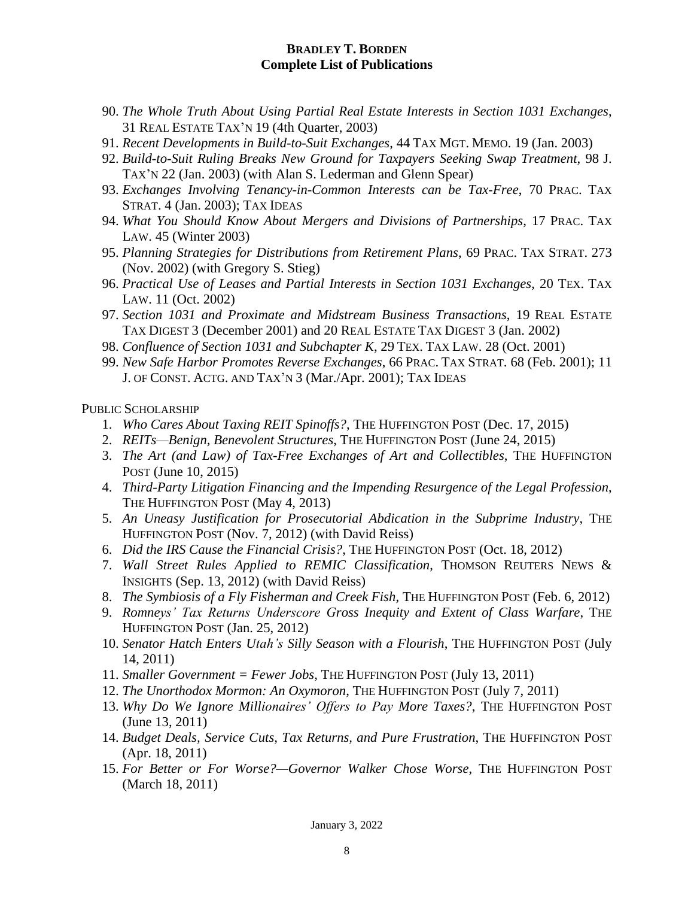90. *The Whole Truth About Using Partial Real Estate Interests in Section 1031 Exchanges*, 31 REAL ESTATE TAX'N 19 (4th Quarter, 2003)
91. *Recent Developments in Build-to-Suit Exchanges*, 44 TAX MGT. MEMO. 19 (Jan. 2003)
92. *Build-to-Suit Ruling Breaks New Ground for Taxpayers Seeking Swap Treatment*, 98 J. TAX'N 22 (Jan. 2003) (with Alan S. Lederman and Glenn Spear)
93. *Exchanges Involving Tenancy-in-Common Interests can be Tax-Free*, 70 PRAC. TAX STRAT. 4 (Jan. 2003); TAX IDEAS
94. *What You Should Know About Mergers and Divisions of Partnerships*, 17 PRAC. TAX LAW. 45 (Winter 2003)
95. *Planning Strategies for Distributions from Retirement Plans*, 69 PRAC. TAX STRAT. 273 (Nov. 2002) (with Gregory S. Stieg)
96. *Practical Use of Leases and Partial Interests in Section 1031 Exchanges*, 20 TEX. TAX LAW. 11 (Oct. 2002)
97. *Section 1031 and Proximate and Midstream Business Transactions*, 19 REAL ESTATE TAX DIGEST 3 (December 2001) and 20 REAL ESTATE TAX DIGEST 3 (Jan. 2002)
98. *Confluence of Section 1031 and Subchapter K*, 29 TEX. TAX LAW. 28 (Oct. 2001)
99. *New Safe Harbor Promotes Reverse Exchanges*, 66 PRAC. TAX STRAT. 68 (Feb. 2001); 11 J. OF CONST. ACTG. AND TAX'N 3 (Mar./Apr. 2001); TAX IDEAS

PUBLIC SCHOLARSHIP

1. *Who Cares About Taxing REIT Spinoffs?*, THE HUFFINGTON POST (Dec. 17, 2015)
2. *REITs—Benign, Benevolent Structures*, THE HUFFINGTON POST (June 24, 2015)
3. *The Art (and Law) of Tax-Free Exchanges of Art and Collectibles*, THE HUFFINGTON POST (June 10, 2015)
4. *Third-Party Litigation Financing and the Impending Resurgence of the Legal Profession*, THE HUFFINGTON POST (May 4, 2013)
5. *An Uneasy Justification for Prosecutorial Abdication in the Subprime Industry*, THE HUFFINGTON POST (Nov. 7, 2012) (with David Reiss)
6. *Did the IRS Cause the Financial Crisis?*, THE HUFFINGTON POST (Oct. 18, 2012)
7. *Wall Street Rules Applied to REMIC Classification*, THOMSON REUTERS NEWS & INSIGHTS (Sep. 13, 2012) (with David Reiss)
8. *The Symbiosis of a Fly Fisherman and Creek Fish*, THE HUFFINGTON POST (Feb. 6, 2012)
9. *Romneys' Tax Returns Underscore Gross Inequity and Extent of Class Warfare*, THE HUFFINGTON POST (Jan. 25, 2012)
10. *Senator Hatch Enters Utah's Silly Season with a Flourish*, THE HUFFINGTON POST (July 14, 2011)
11. *Smaller Government = Fewer Jobs*, THE HUFFINGTON POST (July 13, 2011)
12. *The Unorthodox Mormon: An Oxymoron*, THE HUFFINGTON POST (July 7, 2011)
13. *Why Do We Ignore Millionaires' Offers to Pay More Taxes?*, THE HUFFINGTON POST (June 13, 2011)
14. *Budget Deals, Service Cuts, Tax Returns, and Pure Frustration*, THE HUFFINGTON POST (Apr. 18, 2011)
15. *For Better or For Worse?—Governor Walker Chose Worse*, THE HUFFINGTON POST (March 18, 2011)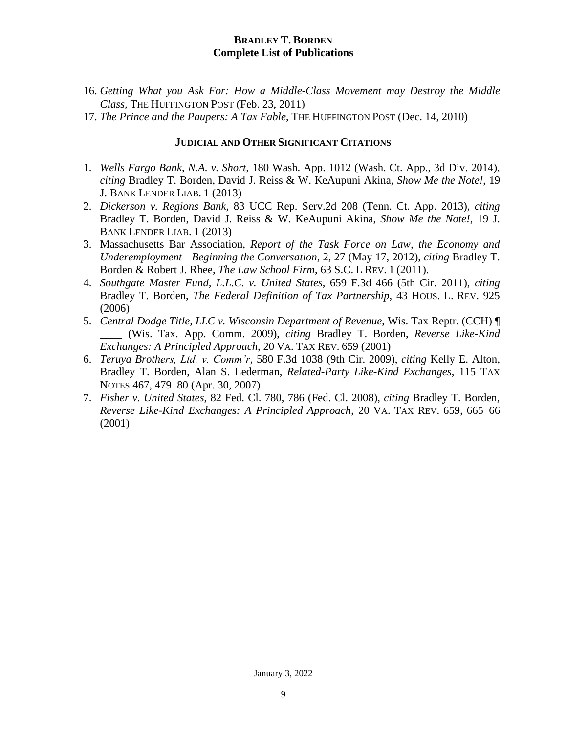16. *Getting What you Ask For: How a Middle-Class Movement may Destroy the Middle Class*, THE HUFFINGTON POST (Feb. 23, 2011)
17. *The Prince and the Paupers: A Tax Fable*, THE HUFFINGTON POST (Dec. 14, 2010)

### JUDICIAL AND OTHER SIGNIFICANT CITATIONS

1. *Wells Fargo Bank, N.A. v. Short*, 180 Wash. App. 1012 (Wash. Ct. App., 3d Div. 2014), *citing* Bradley T. Borden, David J. Reiss & W. KeAupuni Akina, *Show Me the Note!*, 19 J. BANK LENDER LIAB. 1 (2013)
2. *Dickerson v. Regions Bank*, 83 UCC Rep. Serv.2d 208 (Tenn. Ct. App. 2013), *citing* Bradley T. Borden, David J. Reiss & W. KeAupuni Akina, *Show Me the Note!*, 19 J. BANK LENDER LIAB. 1 (2013)
3. Massachusetts Bar Association, *Report of the Task Force on Law, the Economy and Underemployment—Beginning the Conversation*, 2, 27 (May 17, 2012), *citing* Bradley T. Borden & Robert J. Rhee, *The Law School Firm*, 63 S.C. L REV. 1 (2011).
4. *Southgate Master Fund, L.L.C. v. United States*, 659 F.3d 466 (5th Cir. 2011), *citing* Bradley T. Borden, *The Federal Definition of Tax Partnership*, 43 HOUS. L. REV. 925 (2006)
5. *Central Dodge Title, LLC v. Wisconsin Department of Revenue*, Wis. Tax Reptr. (CCH) ¶ ____ (Wis. Tax. App. Comm. 2009), *citing* Bradley T. Borden, *Reverse Like-Kind Exchanges: A Principled Approach*, 20 VA. TAX REV. 659 (2001)
6. *Teruya Brothers, Ltd. v. Comm'r*, 580 F.3d 1038 (9th Cir. 2009), *citing* Kelly E. Alton, Bradley T. Borden, Alan S. Lederman, *Related-Party Like-Kind Exchanges*, 115 TAX NOTES 467, 479–80 (Apr. 30, 2007)
7. *Fisher v. United States*, 82 Fed. Cl. 780, 786 (Fed. Cl. 2008), *citing* Bradley T. Borden, *Reverse Like-Kind Exchanges: A Principled Approach*, 20 VA. TAX REV. 659, 665–66 (2001)

January 3, 2022